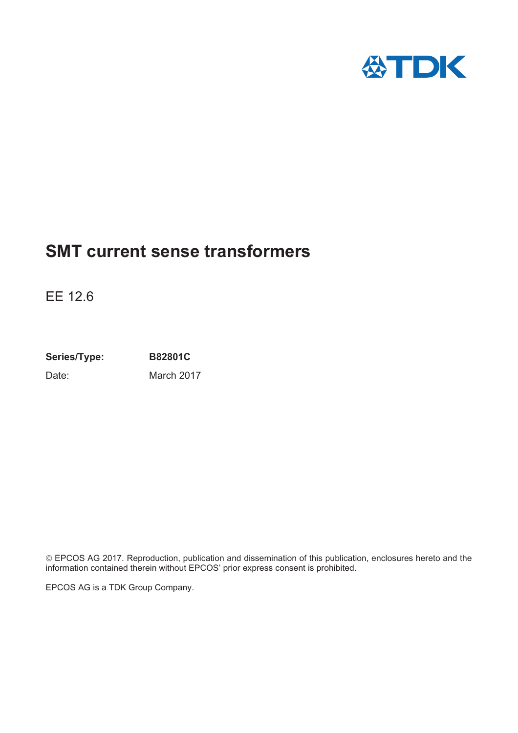# SMT current sense transformers

EE 12.6

**Series/Type:** **B82801C**

Date: March 2017

© EPCOS AG 2017. Reproduction, publication and dissemination of this publication, enclosures hereto and the information contained therein without EPCOS' prior express consent is prohibited.

EPCOS AG is a TDK Group Company.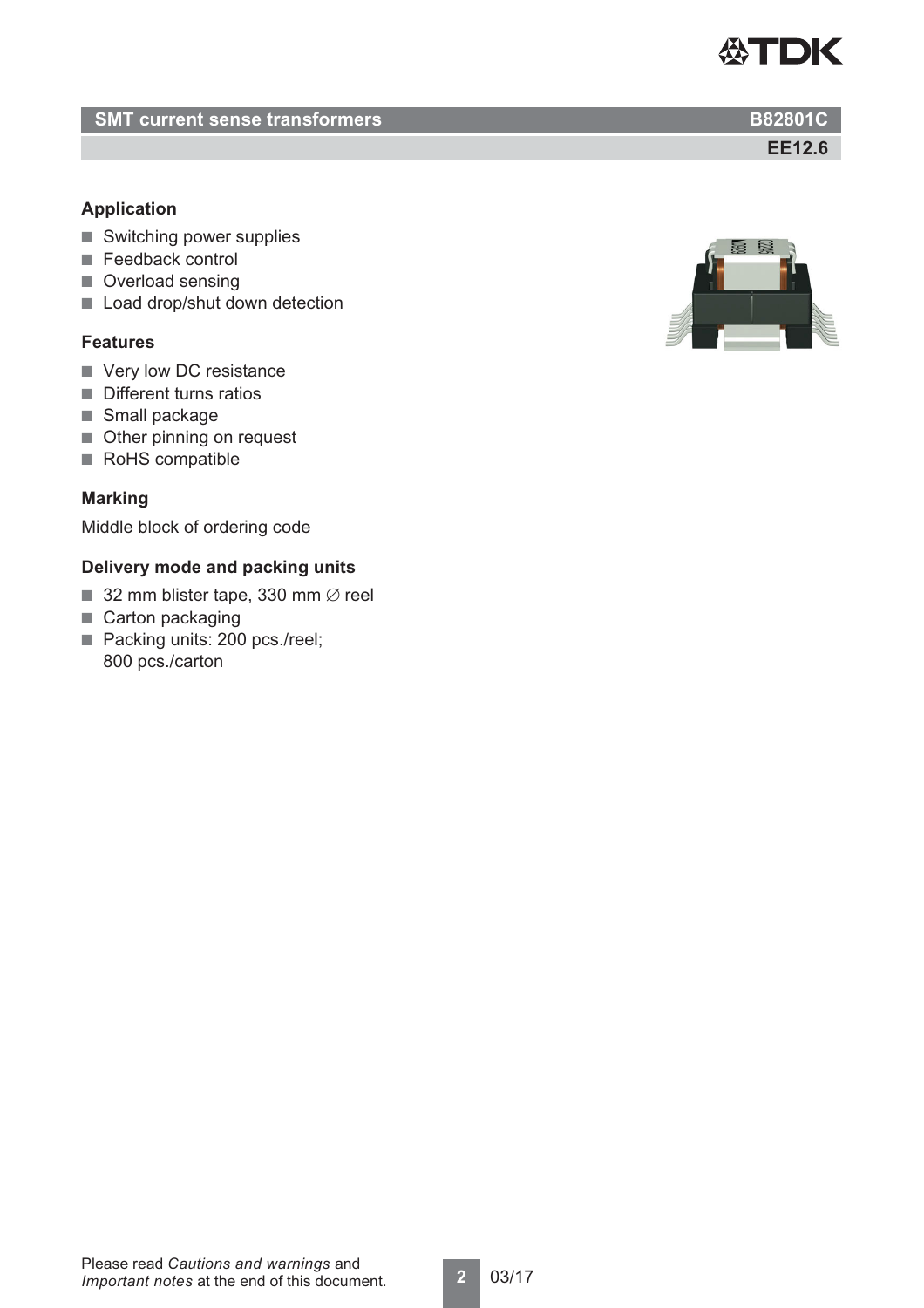## SMT current sense transformers

**B82801C**

**EE12.6**

### Application

- Switching power supplies
- Feedback control
- Overload sensing
- Load drop/shut down detection

### Features

- Very low DC resistance
- Different turns ratios
- Small package
- Other pinning on request
- RoHS compatible

### Marking

Middle block of ordering code

### Delivery mode and packing units

- 32 mm blister tape, 330 mm ∅ reel
- Carton packaging
- Packing units: 200 pcs./reel;
  800 pcs./carton

Please read *Cautions and warnings* and *Important notes* at the end of this document.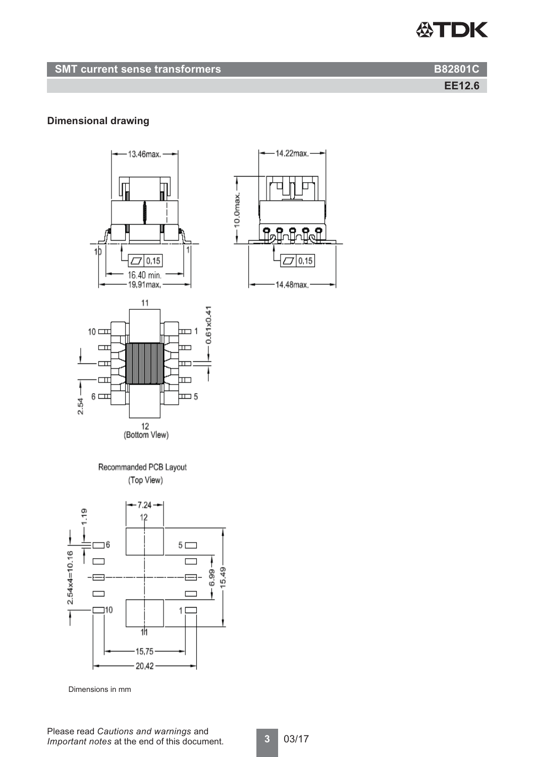## Dimensional drawing

Dimensions in mm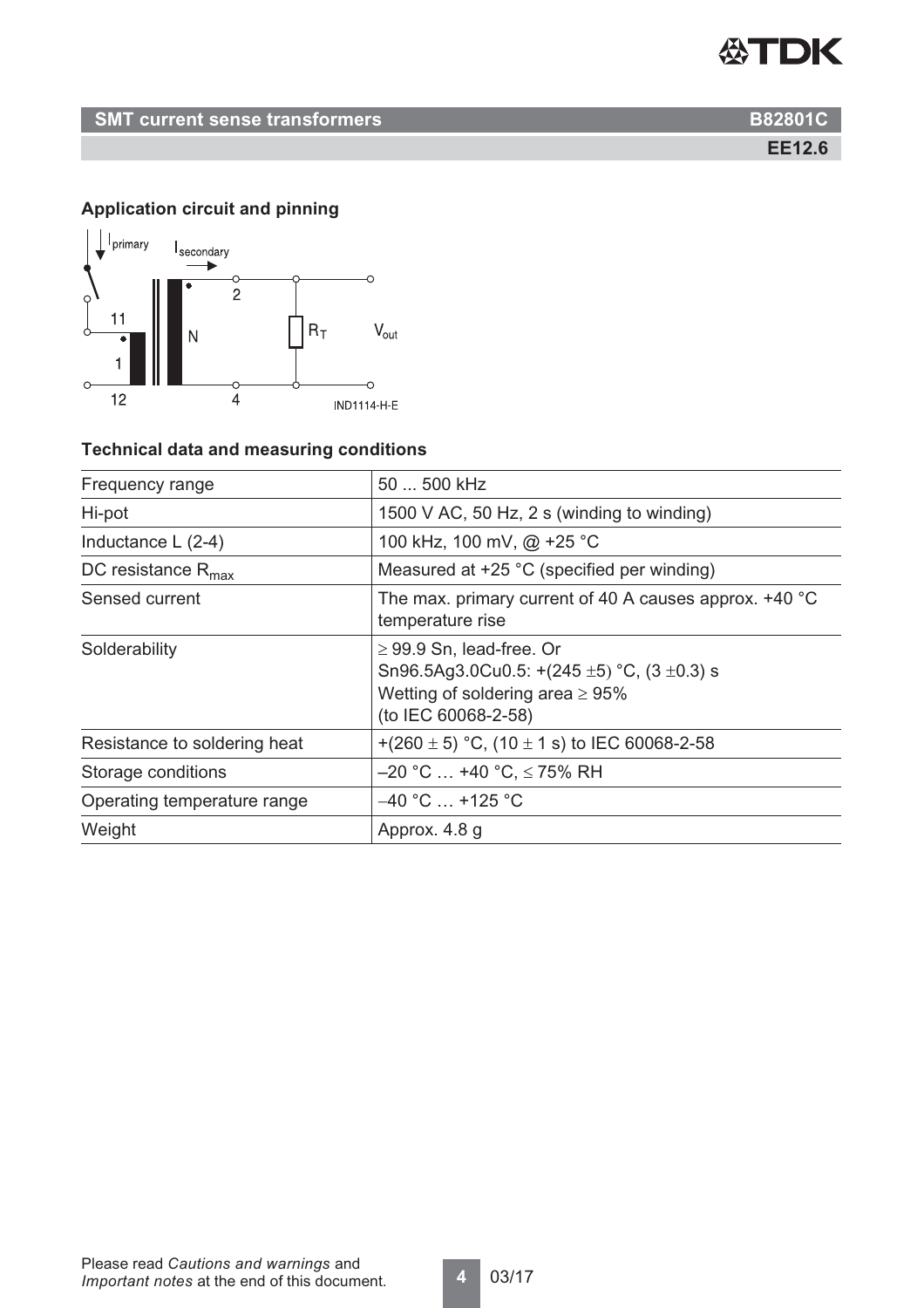## SMT current sense transformers

**B82801C**

**EE12.6**

### Application circuit and pinning

### Technical data and measuring conditions

| | |
|---|---|
| Frequency range | 50 ... 500 kHz |
| Hi-pot | 1500 V AC, 50 Hz, 2 s (winding to winding) |
| Inductance L (2-4) | 100 kHz, 100 mV, @ +25 °C |
| DC resistance $R_{max}$ | Measured at +25 °C (specified per winding) |
| Sensed current | The max. primary current of 40 A causes approx. +40 °C temperature rise |
| Solderability | ≥ 99.9 Sn, lead-free. Or Sn96.5Ag3.0Cu0.5: +(245 ±5) °C, (3 ±0.3) s Wetting of soldering area ≥ 95% (to IEC 60068-2-58) |
| Resistance to soldering heat | +(260 ± 5) °C, (10 ± 1 s) to IEC 60068-2-58 |
| Storage conditions | –20 °C … +40 °C, ≤ 75% RH |
| Operating temperature range | –40 °C … +125 °C |
| Weight | Approx. 4.8 g |

Please read *Cautions and warnings* and *Important notes* at the end of this document.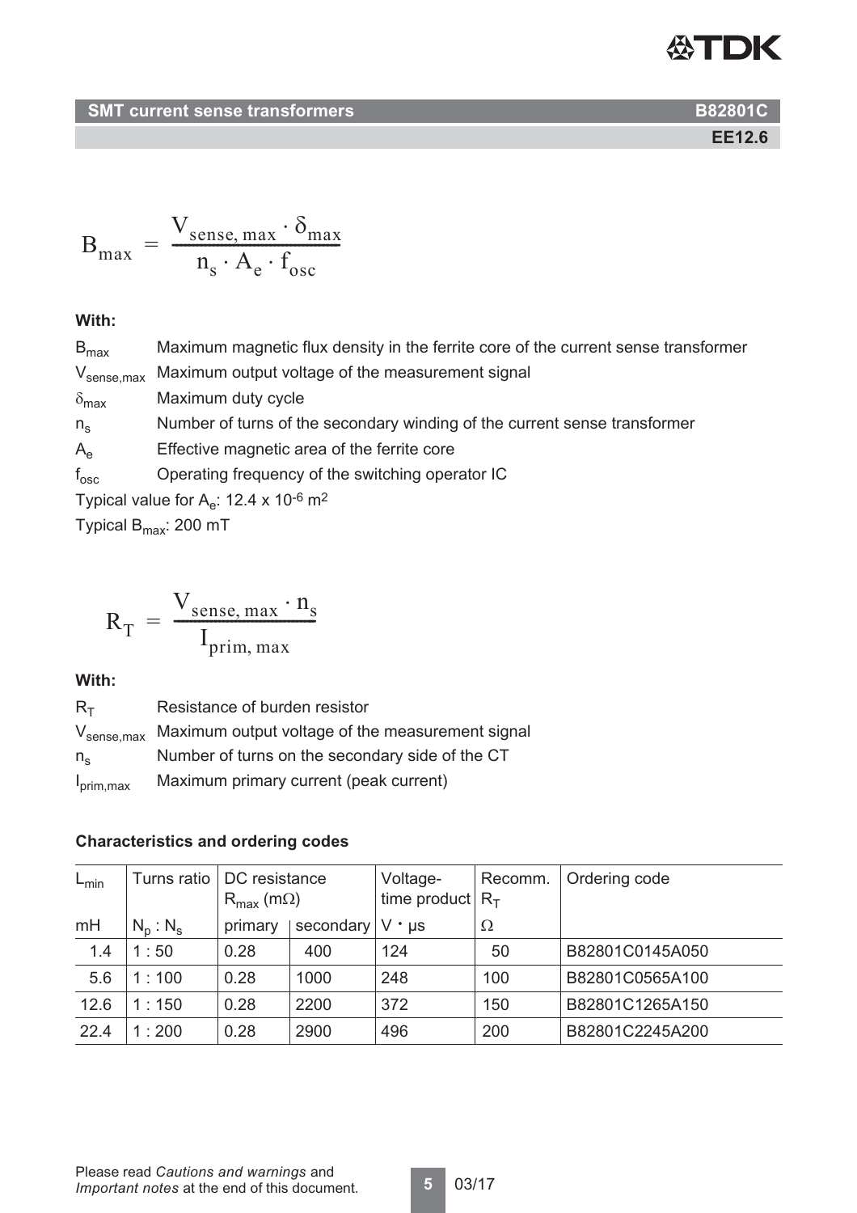$$B_{max} = \frac{V_{sense,\,max} \cdot \delta_{max}}{n_s \cdot A_e \cdot f_{osc}}$$

**With:**

$B_{max}$ Maximum magnetic flux density in the ferrite core of the current sense transformer
$V_{sense,max}$ Maximum output voltage of the measurement signal
$\delta_{max}$ Maximum duty cycle
$n_s$ Number of turns of the secondary winding of the current sense transformer
$A_e$ Effective magnetic area of the ferrite core
$f_{osc}$ Operating frequency of the switching operator IC

Typical value for $A_e$: 12.4 x $10^{-6}$ $m^2$

Typical $B_{max}$: 200 mT

$$R_T = \frac{V_{sense,\,max} \cdot n_s}{I_{prim,\,max}}$$

**With:**

$R_T$ Resistance of burden resistor
$V_{sense,max}$ Maximum output voltage of the measurement signal
$n_s$ Number of turns on the secondary side of the CT
$I_{prim,max}$ Maximum primary current (peak current)

**Characteristics and ordering codes**

| $L_{min}$ | Turns ratio | DC resistance $R_{max}$ (mΩ) | | Voltage-time product | Recomm. $R_T$ | Ordering code |
|---|---|---|---|---|---|---|
| mH | $N_p : N_s$ | primary | secondary | V · µs | Ω | |
| 1.4 | 1 : 50 | 0.28 | 400 | 124 | 50 | B82801C0145A050 |
| 5.6 | 1 : 100 | 0.28 | 1000 | 248 | 100 | B82801C0565A100 |
| 12.6 | 1 : 150 | 0.28 | 2200 | 372 | 150 | B82801C1265A150 |
| 22.4 | 1 : 200 | 0.28 | 2900 | 496 | 200 | B82801C2245A200 |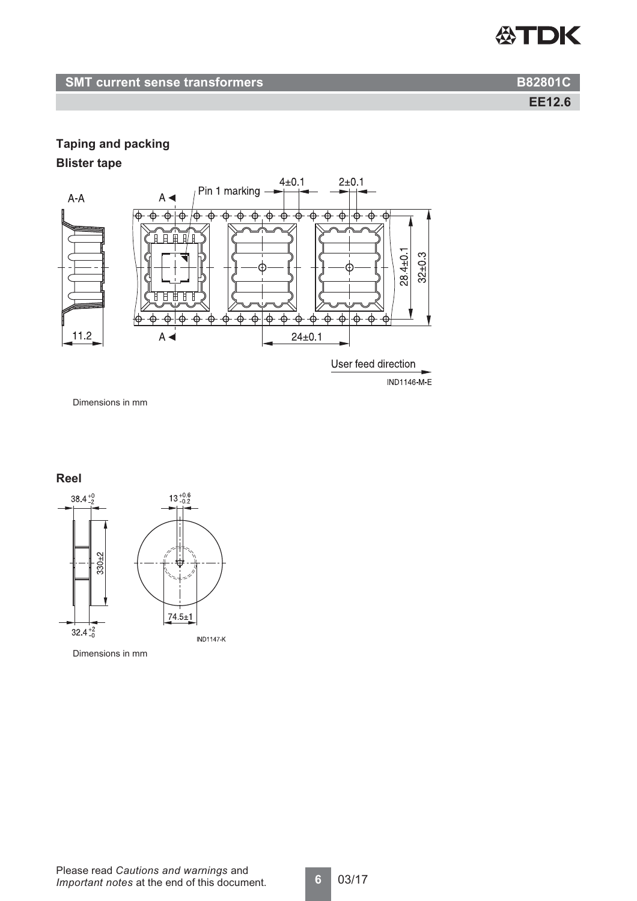## Taping and packing

### Blister tape

Dimensions in mm

### Reel

Dimensions in mm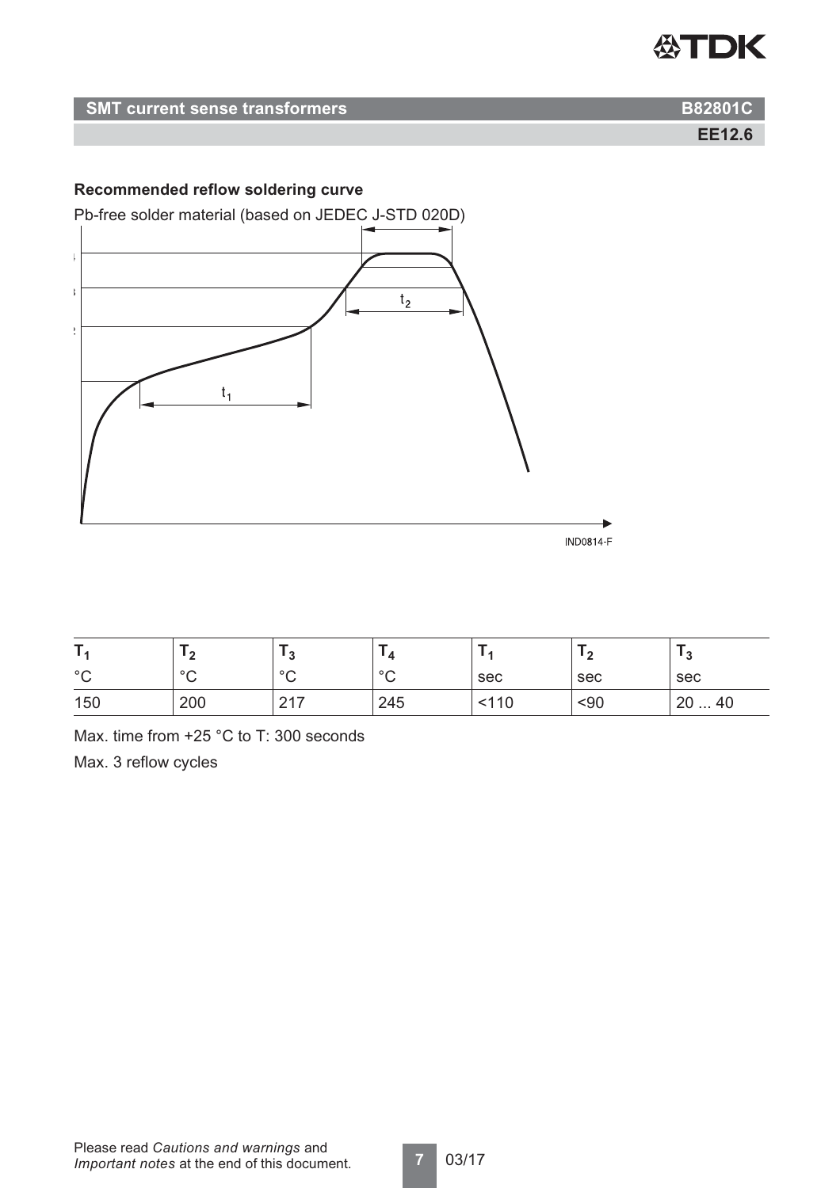## Recommended reflow soldering curve

Pb-free solder material (based on JEDEC J-STD 020D)

$t_2$

$t_1$

IND0814-F

| $T_1$ | $T_2$ | $T_3$ | $T_4$ | $T_1$ | $T_2$ | $T_3$ |
|---|---|---|---|---|---|---|
| °C | °C | °C | °C | sec | sec | sec |
| 150 | 200 | 217 | 245 | <110 | <90 | 20 ... 40 |

Max. time from +25 °C to T: 300 seconds

Max. 3 reflow cycles

Please read *Cautions and warnings* and *Important notes* at the end of this document.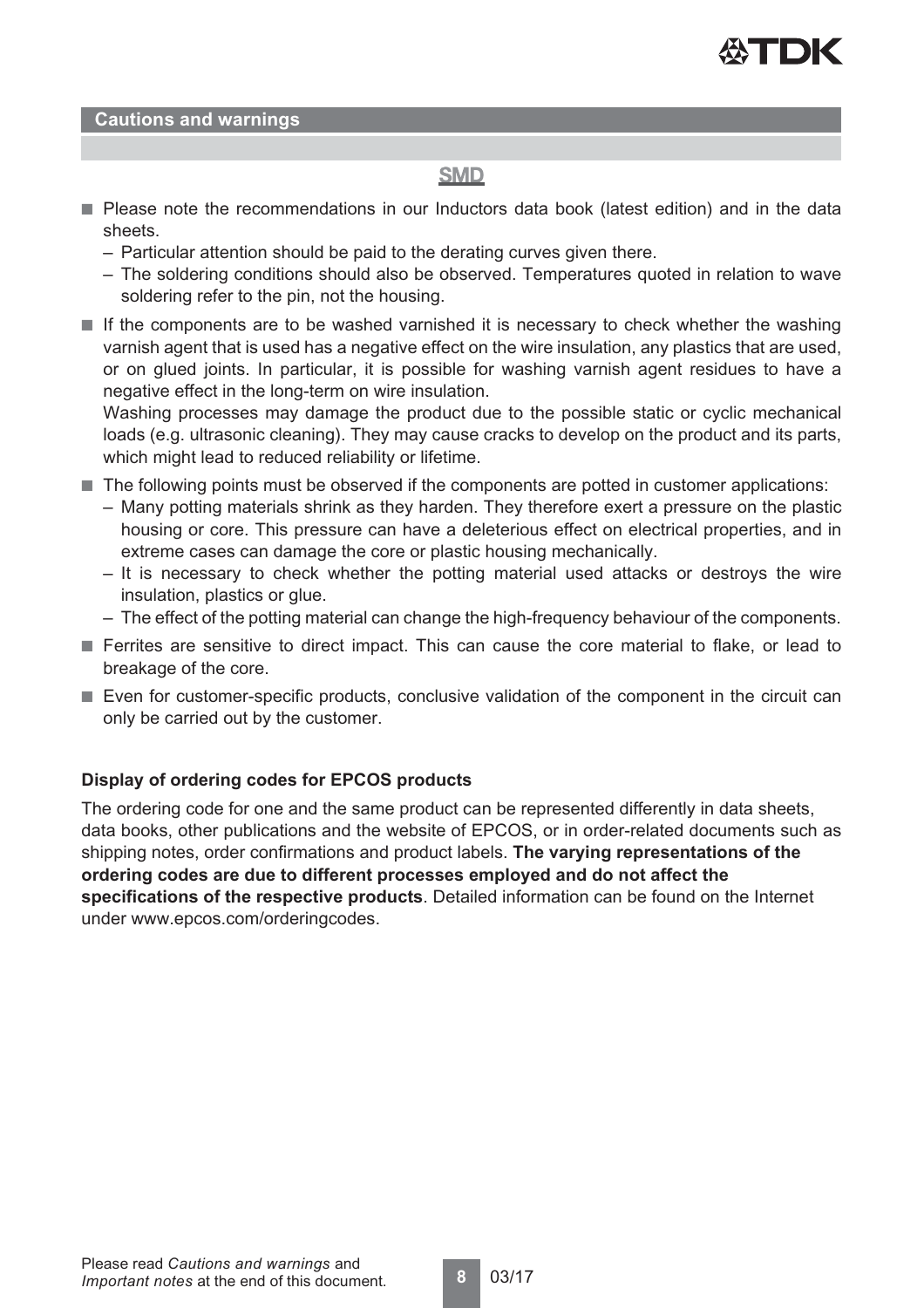## Cautions and warnings

### SMD

- Please note the recommendations in our Inductors data book (latest edition) and in the data sheets.
  - Particular attention should be paid to the derating curves given there.
  - The soldering conditions should also be observed. Temperatures quoted in relation to wave soldering refer to the pin, not the housing.
- If the components are to be washed varnished it is necessary to check whether the washing varnish agent that is used has a negative effect on the wire insulation, any plastics that are used, or on glued joints. In particular, it is possible for washing varnish agent residues to have a negative effect in the long-term on wire insulation.
  Washing processes may damage the product due to the possible static or cyclic mechanical loads (e.g. ultrasonic cleaning). They may cause cracks to develop on the product and its parts, which might lead to reduced reliability or lifetime.
- The following points must be observed if the components are potted in customer applications:
  - Many potting materials shrink as they harden. They therefore exert a pressure on the plastic housing or core. This pressure can have a deleterious effect on electrical properties, and in extreme cases can damage the core or plastic housing mechanically.
  - It is necessary to check whether the potting material used attacks or destroys the wire insulation, plastics or glue.
  - The effect of the potting material can change the high-frequency behaviour of the components.
- Ferrites are sensitive to direct impact. This can cause the core material to flake, or lead to breakage of the core.
- Even for customer-specific products, conclusive validation of the component in the circuit can only be carried out by the customer.

**Display of ordering codes for EPCOS products**

The ordering code for one and the same product can be represented differently in data sheets, data books, other publications and the website of EPCOS, or in order-related documents such as shipping notes, order confirmations and product labels. **The varying representations of the ordering codes are due to different processes employed and do not affect the specifications of the respective products**. Detailed information can be found on the Internet under www.epcos.com/orderingcodes.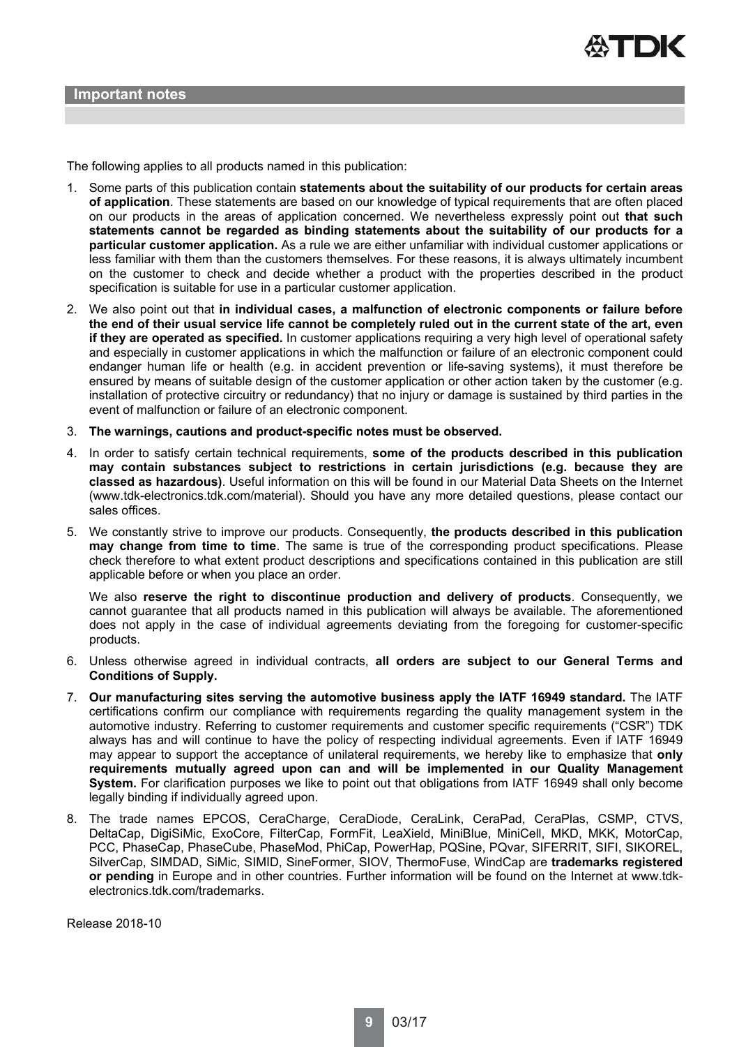## Important notes

The following applies to all products named in this publication:

1. Some parts of this publication contain **statements about the suitability of our products for certain areas of application**. These statements are based on our knowledge of typical requirements that are often placed on our products in the areas of application concerned. We nevertheless expressly point out **that such statements cannot be regarded as binding statements about the suitability of our products for a particular customer application.** As a rule we are either unfamiliar with individual customer applications or less familiar with them than the customers themselves. For these reasons, it is always ultimately incumbent on the customer to check and decide whether a product with the properties described in the product specification is suitable for use in a particular customer application.
2. We also point out that **in individual cases, a malfunction of electronic components or failure before the end of their usual service life cannot be completely ruled out in the current state of the art, even if they are operated as specified.** In customer applications requiring a very high level of operational safety and especially in customer applications in which the malfunction or failure of an electronic component could endanger human life or health (e.g. in accident prevention or life-saving systems), it must therefore be ensured by means of suitable design of the customer application or other action taken by the customer (e.g. installation of protective circuitry or redundancy) that no injury or damage is sustained by third parties in the event of malfunction or failure of an electronic component.
3. **The warnings, cautions and product-specific notes must be observed.**
4. In order to satisfy certain technical requirements, **some of the products described in this publication may contain substances subject to restrictions in certain jurisdictions (e.g. because they are classed as hazardous)**. Useful information on this will be found in our Material Data Sheets on the Internet (www.tdk-electronics.tdk.com/material). Should you have any more detailed questions, please contact our sales offices.
5. We constantly strive to improve our products. Consequently, **the products described in this publication may change from time to time**. The same is true of the corresponding product specifications. Please check therefore to what extent product descriptions and specifications contained in this publication are still applicable before or when you place an order.

   We also **reserve the right to discontinue production and delivery of products**. Consequently, we cannot guarantee that all products named in this publication will always be available. The aforementioned does not apply in the case of individual agreements deviating from the foregoing for customer-specific products.
6. Unless otherwise agreed in individual contracts, **all orders are subject to our General Terms and Conditions of Supply.**
7. **Our manufacturing sites serving the automotive business apply the IATF 16949 standard.** The IATF certifications confirm our compliance with requirements regarding the quality management system in the automotive industry. Referring to customer requirements and customer specific requirements ("CSR") TDK always has and will continue to have the policy of respecting individual agreements. Even if IATF 16949 may appear to support the acceptance of unilateral requirements, we hereby like to emphasize that **only requirements mutually agreed upon can and will be implemented in our Quality Management System.** For clarification purposes we like to point out that obligations from IATF 16949 shall only become legally binding if individually agreed upon.
8. The trade names EPCOS, CeraCharge, CeraDiode, CeraLink, CeraPad, CeraPlas, CSMP, CTVS, DeltaCap, DigiSiMic, ExoCore, FilterCap, FormFit, LeaXield, MiniBlue, MiniCell, MKD, MKK, MotorCap, PCC, PhaseCap, PhaseCube, PhaseMod, PhiCap, PowerHap, PQSine, PQvar, SIFERRIT, SIFI, SIKOREL, SilverCap, SIMDAD, SiMic, SIMID, SineFormer, SIOV, ThermoFuse, WindCap are **trademarks registered or pending** in Europe and in other countries. Further information will be found on the Internet at www.tdk-electronics.tdk.com/trademarks.

Release 2018-10